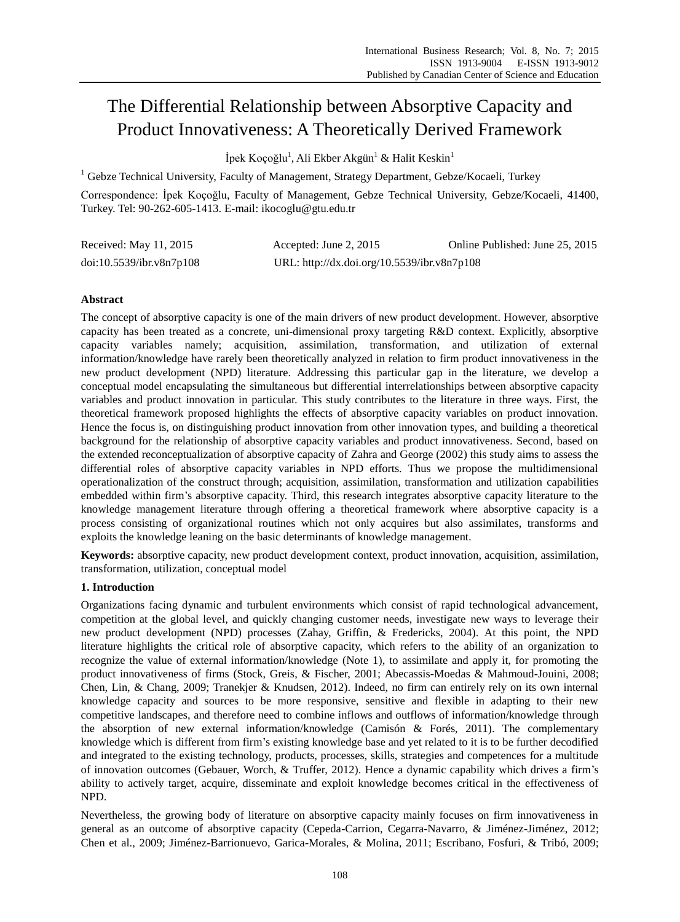# The Differential Relationship between Absorptive Capacity and Product Innovativeness: A Theoretically Derived Framework

İpek Koçoğlu[1], Ali Ekber Akgün[1] & Halit Keskin[1]

[1] Gebze Technical University, Faculty of Management, Strategy Department, Gebze/Kocaeli, Turkey

Correspondence: İpek Koçoğlu, Faculty of Management, Gebze Technical University, Gebze/Kocaeli, 41400, Turkey. Tel: 90-262-605-1413. E-mail: ikocoglu@gtu.edu.tr

Received: May 11, 2015 Accepted: June 2, 2015 Online Published: June 25, 2015

doi:10.5539/ibr.v8n7p108 URL: http://dx.doi.org/10.5539/ibr.v8n7p108

**Abstract**

The concept of absorptive capacity is one of the main drivers of new product development. However, absorptive capacity has been treated as a concrete, uni-dimensional proxy targeting R&D context. Explicitly, absorptive capacity variables namely; acquisition, assimilation, transformation, and utilization of external information/knowledge have rarely been theoretically analyzed in relation to firm product innovativeness in the new product development (NPD) literature. Addressing this particular gap in the literature, we develop a conceptual model encapsulating the simultaneous but differential interrelationships between absorptive capacity variables and product innovation in particular. This study contributes to the literature in three ways. First, the theoretical framework proposed highlights the effects of absorptive capacity variables on product innovation. Hence the focus is, on distinguishing product innovation from other innovation types, and building a theoretical background for the relationship of absorptive capacity variables and product innovativeness. Second, based on the extended reconceptualization of absorptive capacity of Zahra and George (2002) this study aims to assess the differential roles of absorptive capacity variables in NPD efforts. Thus we propose the multidimensional operationalization of the construct through; acquisition, assimilation, transformation and utilization capabilities embedded within firm's absorptive capacity. Third, this research integrates absorptive capacity literature to the knowledge management literature through offering a theoretical framework where absorptive capacity is a process consisting of organizational routines which not only acquires but also assimilates, transforms and exploits the knowledge leaning on the basic determinants of knowledge management.

**Keywords:** absorptive capacity, new product development context, product innovation, acquisition, assimilation, transformation, utilization, conceptual model

## 1. Introduction

Organizations facing dynamic and turbulent environments which consist of rapid technological advancement, competition at the global level, and quickly changing customer needs, investigate new ways to leverage their new product development (NPD) processes (Zahay, Griffin, & Fredericks, 2004). At this point, the NPD literature highlights the critical role of absorptive capacity, which refers to the ability of an organization to recognize the value of external information/knowledge (Note 1), to assimilate and apply it, for promoting the product innovativeness of firms (Stock, Greis, & Fischer, 2001; Abecassis-Moedas & Mahmoud-Jouini, 2008; Chen, Lin, & Chang, 2009; Tranekjer & Knudsen, 2012). Indeed, no firm can entirely rely on its own internal knowledge capacity and sources to be more responsive, sensitive and flexible in adapting to their new competitive landscapes, and therefore need to combine inflows and outflows of information/knowledge through the absorption of new external information/knowledge (Camisón & Forés, 2011). The complementary knowledge which is different from firm's existing knowledge base and yet related to it is to be further decodified and integrated to the existing technology, products, processes, skills, strategies and competences for a multitude of innovation outcomes (Gebauer, Worch, & Truffer, 2012). Hence a dynamic capability which drives a firm's ability to actively target, acquire, disseminate and exploit knowledge becomes critical in the effectiveness of NPD.

Nevertheless, the growing body of literature on absorptive capacity mainly focuses on firm innovativeness in general as an outcome of absorptive capacity (Cepeda-Carrion, Cegarra-Navarro, & Jiménez-Jiménez, 2012; Chen et al., 2009; Jiménez-Barrionuevo, Garica-Morales, & Molina, 2011; Escribano, Fosfuri, & Tribó, 2009;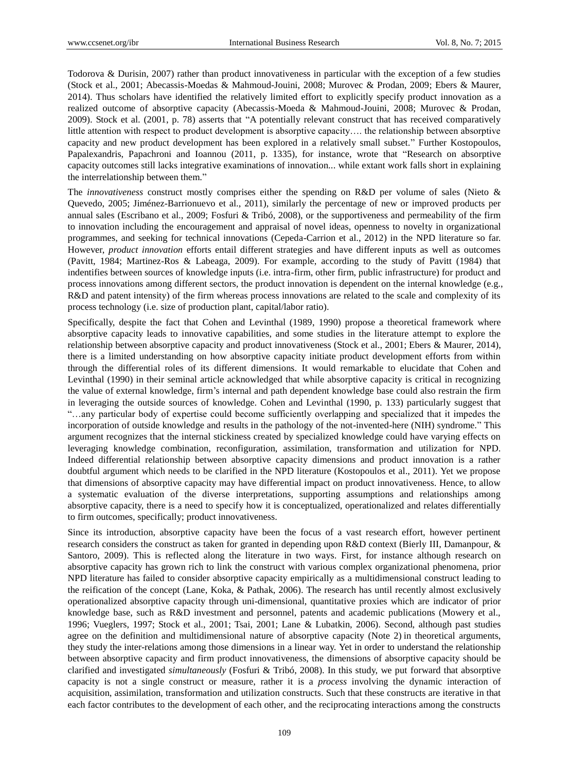Todorova & Durisin, 2007) rather than product innovativeness in particular with the exception of a few studies (Stock et al., 2001; Abecassis-Moedas & Mahmoud-Jouini, 2008; Murovec & Prodan, 2009; Ebers & Maurer, 2014). Thus scholars have identified the relatively limited effort to explicitly specify product innovation as a realized outcome of absorptive capacity (Abecassis-Moeda & Mahmoud-Jouini, 2008; Murovec & Prodan, 2009). Stock et al. (2001, p. 78) asserts that "A potentially relevant construct that has received comparatively little attention with respect to product development is absorptive capacity…. the relationship between absorptive capacity and new product development has been explored in a relatively small subset." Further Kostopoulos, Papalexandris, Papachroni and Ioannou (2011, p. 1335), for instance, wrote that "Research on absorptive capacity outcomes still lacks integrative examinations of innovation... while extant work falls short in explaining the interrelationship between them."

The *innovativeness* construct mostly comprises either the spending on R&D per volume of sales (Nieto & Quevedo, 2005; Jiménez-Barrionuevo et al., 2011), similarly the percentage of new or improved products per annual sales (Escribano et al., 2009; Fosfuri & Tribó, 2008), or the supportiveness and permeability of the firm to innovation including the encouragement and appraisal of novel ideas, openness to novelty in organizational programmes, and seeking for technical innovations (Cepeda-Carrion et al., 2012) in the NPD literature so far. However, *product innovation* efforts entail different strategies and have different inputs as well as outcomes (Pavitt, 1984; Martinez-Ros & Labeaga, 2009). For example, according to the study of Pavitt (1984) that indentifies between sources of knowledge inputs (i.e. intra-firm, other firm, public infrastructure) for product and process innovations among different sectors, the product innovation is dependent on the internal knowledge (e.g., R&D and patent intensity) of the firm whereas process innovations are related to the scale and complexity of its process technology (i.e. size of production plant, capital/labor ratio).

Specifically, despite the fact that Cohen and Levinthal (1989, 1990) propose a theoretical framework where absorptive capacity leads to innovative capabilities, and some studies in the literature attempt to explore the relationship between absorptive capacity and product innovativeness (Stock et al., 2001; Ebers & Maurer, 2014), there is a limited understanding on how absorptive capacity initiate product development efforts from within through the differential roles of its different dimensions. It would remarkable to elucidate that Cohen and Levinthal (1990) in their seminal article acknowledged that while absorptive capacity is critical in recognizing the value of external knowledge, firm's internal and path dependent knowledge base could also restrain the firm in leveraging the outside sources of knowledge. Cohen and Levinthal (1990, p. 133) particularly suggest that "…any particular body of expertise could become sufficiently overlapping and specialized that it impedes the incorporation of outside knowledge and results in the pathology of the not-invented-here (NIH) syndrome." This argument recognizes that the internal stickiness created by specialized knowledge could have varying effects on leveraging knowledge combination, reconfiguration, assimilation, transformation and utilization for NPD. Indeed differential relationship between absorptive capacity dimensions and product innovation is a rather doubtful argument which needs to be clarified in the NPD literature (Kostopoulos et al., 2011). Yet we propose that dimensions of absorptive capacity may have differential impact on product innovativeness. Hence, to allow a systematic evaluation of the diverse interpretations, supporting assumptions and relationships among absorptive capacity, there is a need to specify how it is conceptualized, operationalized and relates differentially to firm outcomes, specifically; product innovativeness.

Since its introduction, absorptive capacity have been the focus of a vast research effort, however pertinent research considers the construct as taken for granted in depending upon R&D context (Bierly III, Damanpour, & Santoro, 2009). This is reflected along the literature in two ways. First, for instance although research on absorptive capacity has grown rich to link the construct with various complex organizational phenomena, prior NPD literature has failed to consider absorptive capacity empirically as a multidimensional construct leading to the reification of the concept (Lane, Koka, & Pathak, 2006). The research has until recently almost exclusively operationalized absorptive capacity through uni-dimensional, quantitative proxies which are indicator of prior knowledge base, such as R&D investment and personnel, patents and academic publications (Mowery et al., 1996; Vueglers, 1997; Stock et al., 2001; Tsai, 2001; Lane & Lubatkin, 2006). Second, although past studies agree on the definition and multidimensional nature of absorptive capacity (Note 2) in theoretical arguments, they study the inter-relations among those dimensions in a linear way. Yet in order to understand the relationship between absorptive capacity and firm product innovativeness, the dimensions of absorptive capacity should be clarified and investigated *simultaneously* (Fosfuri & Tribó, 2008). In this study, we put forward that absorptive capacity is not a single construct or measure, rather it is a *process* involving the dynamic interaction of acquisition, assimilation, transformation and utilization constructs. Such that these constructs are iterative in that each factor contributes to the development of each other, and the reciprocating interactions among the constructs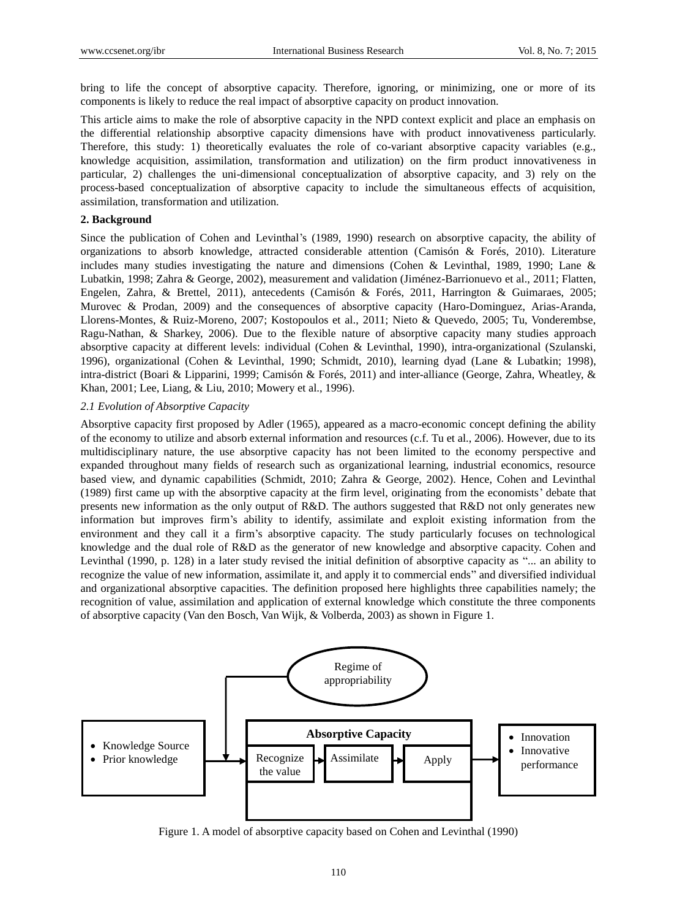bring to life the concept of absorptive capacity. Therefore, ignoring, or minimizing, one or more of its components is likely to reduce the real impact of absorptive capacity on product innovation.

This article aims to make the role of absorptive capacity in the NPD context explicit and place an emphasis on the differential relationship absorptive capacity dimensions have with product innovativeness particularly. Therefore, this study: 1) theoretically evaluates the role of co-variant absorptive capacity variables (e.g., knowledge acquisition, assimilation, transformation and utilization) on the firm product innovativeness in particular, 2) challenges the uni-dimensional conceptualization of absorptive capacity, and 3) rely on the process-based conceptualization of absorptive capacity to include the simultaneous effects of acquisition, assimilation, transformation and utilization.

## 2. Background

Since the publication of Cohen and Levinthal's (1989, 1990) research on absorptive capacity, the ability of organizations to absorb knowledge, attracted considerable attention (Camisón & Forés, 2010). Literature includes many studies investigating the nature and dimensions (Cohen & Levinthal, 1989, 1990; Lane & Lubatkin, 1998; Zahra & George, 2002), measurement and validation (Jiménez-Barrionuevo et al., 2011; Flatten, Engelen, Zahra, & Brettel, 2011), antecedents (Camisón & Forés, 2011, Harrington & Guimaraes, 2005; Murovec & Prodan, 2009) and the consequences of absorptive capacity (Haro-Dominguez, Arias-Aranda, Llorens-Montes, & Ruiz-Moreno, 2007; Kostopoulos et al., 2011; Nieto & Quevedo, 2005; Tu, Vonderembse, Ragu-Nathan, & Sharkey, 2006). Due to the flexible nature of absorptive capacity many studies approach absorptive capacity at different levels: individual (Cohen & Levinthal, 1990), intra-organizational (Szulanski, 1996), organizational (Cohen & Levinthal, 1990; Schmidt, 2010), learning dyad (Lane & Lubatkin; 1998), intra-district (Boari & Lipparini, 1999; Camisón & Forés, 2011) and inter-alliance (George, Zahra, Wheatley, & Khan, 2001; Lee, Liang, & Liu, 2010; Mowery et al., 1996).

### *2.1 Evolution of Absorptive Capacity*

Absorptive capacity first proposed by Adler (1965), appeared as a macro-economic concept defining the ability of the economy to utilize and absorb external information and resources (c.f. Tu et al., 2006). However, due to its multidisciplinary nature, the use absorptive capacity has not been limited to the economy perspective and expanded throughout many fields of research such as organizational learning, industrial economics, resource based view, and dynamic capabilities (Schmidt, 2010; Zahra & George, 2002). Hence, Cohen and Levinthal (1989) first came up with the absorptive capacity at the firm level, originating from the economists' debate that presents new information as the only output of R&D. The authors suggested that R&D not only generates new information but improves firm's ability to identify, assimilate and exploit existing information from the environment and they call it a firm's absorptive capacity. The study particularly focuses on technological knowledge and the dual role of R&D as the generator of new knowledge and absorptive capacity. Cohen and Levinthal (1990, p. 128) in a later study revised the initial definition of absorptive capacity as "... an ability to recognize the value of new information, assimilate it, and apply it to commercial ends" and diversified individual and organizational absorptive capacities. The definition proposed here highlights three capabilities namely; the recognition of value, assimilation and application of external knowledge which constitute the three components of absorptive capacity (Van den Bosch, Van Wijk, & Volberda, 2003) as shown in Figure 1.

Regime of appropriability

- Knowledge Source
- Prior knowledge

**Absorptive Capacity**

Recognize the value → Assimilate → Apply

- Innovation
- Innovative performance

Figure 1. A model of absorptive capacity based on Cohen and Levinthal (1990)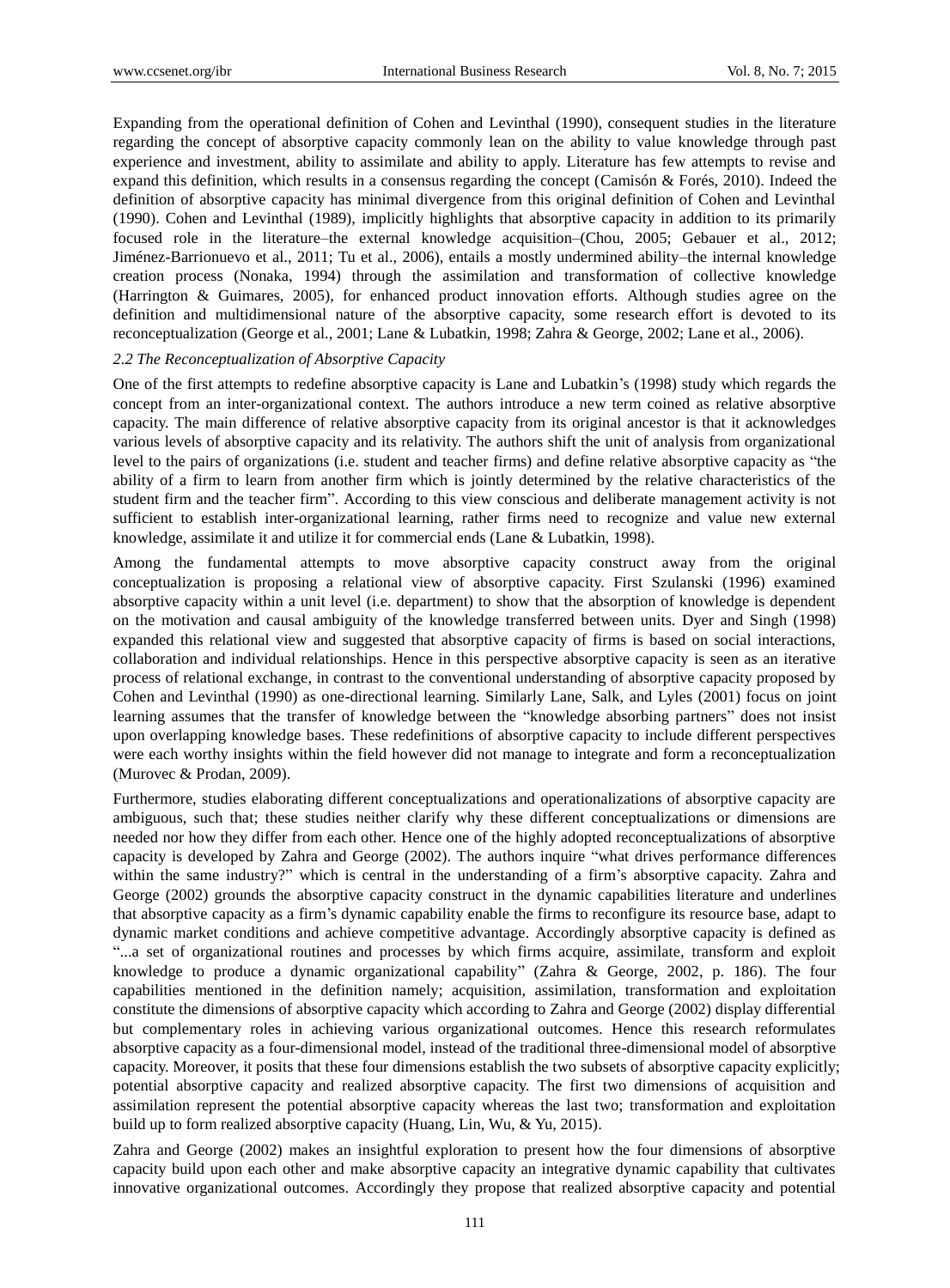Expanding from the operational definition of Cohen and Levinthal (1990), consequent studies in the literature regarding the concept of absorptive capacity commonly lean on the ability to value knowledge through past experience and investment, ability to assimilate and ability to apply. Literature has few attempts to revise and expand this definition, which results in a consensus regarding the concept (Camisón & Forés, 2010). Indeed the definition of absorptive capacity has minimal divergence from this original definition of Cohen and Levinthal (1990). Cohen and Levinthal (1989), implicitly highlights that absorptive capacity in addition to its primarily focused role in the literature–the external knowledge acquisition–(Chou, 2005; Gebauer et al., 2012; Jiménez-Barrionuevo et al., 2011; Tu et al., 2006), entails a mostly undermined ability–the internal knowledge creation process (Nonaka, 1994) through the assimilation and transformation of collective knowledge (Harrington & Guimares, 2005), for enhanced product innovation efforts. Although studies agree on the definition and multidimensional nature of the absorptive capacity, some research effort is devoted to its reconceptualization (George et al., 2001; Lane & Lubatkin, 1998; Zahra & George, 2002; Lane et al., 2006).

### *2.2 The Reconceptualization of Absorptive Capacity*

One of the first attempts to redefine absorptive capacity is Lane and Lubatkin's (1998) study which regards the concept from an inter-organizational context. The authors introduce a new term coined as relative absorptive capacity. The main difference of relative absorptive capacity from its original ancestor is that it acknowledges various levels of absorptive capacity and its relativity. The authors shift the unit of analysis from organizational level to the pairs of organizations (i.e. student and teacher firms) and define relative absorptive capacity as "the ability of a firm to learn from another firm which is jointly determined by the relative characteristics of the student firm and the teacher firm". According to this view conscious and deliberate management activity is not sufficient to establish inter-organizational learning, rather firms need to recognize and value new external knowledge, assimilate it and utilize it for commercial ends (Lane & Lubatkin, 1998).

Among the fundamental attempts to move absorptive capacity construct away from the original conceptualization is proposing a relational view of absorptive capacity. First Szulanski (1996) examined absorptive capacity within a unit level (i.e. department) to show that the absorption of knowledge is dependent on the motivation and causal ambiguity of the knowledge transferred between units. Dyer and Singh (1998) expanded this relational view and suggested that absorptive capacity of firms is based on social interactions, collaboration and individual relationships. Hence in this perspective absorptive capacity is seen as an iterative process of relational exchange, in contrast to the conventional understanding of absorptive capacity proposed by Cohen and Levinthal (1990) as one-directional learning. Similarly Lane, Salk, and Lyles (2001) focus on joint learning assumes that the transfer of knowledge between the "knowledge absorbing partners" does not insist upon overlapping knowledge bases. These redefinitions of absorptive capacity to include different perspectives were each worthy insights within the field however did not manage to integrate and form a reconceptualization (Murovec & Prodan, 2009).

Furthermore, studies elaborating different conceptualizations and operationalizations of absorptive capacity are ambiguous, such that; these studies neither clarify why these different conceptualizations or dimensions are needed nor how they differ from each other. Hence one of the highly adopted reconceptualizations of absorptive capacity is developed by Zahra and George (2002). The authors inquire "what drives performance differences within the same industry?" which is central in the understanding of a firm's absorptive capacity. Zahra and George (2002) grounds the absorptive capacity construct in the dynamic capabilities literature and underlines that absorptive capacity as a firm's dynamic capability enable the firms to reconfigure its resource base, adapt to dynamic market conditions and achieve competitive advantage. Accordingly absorptive capacity is defined as "...a set of organizational routines and processes by which firms acquire, assimilate, transform and exploit knowledge to produce a dynamic organizational capability" (Zahra & George, 2002, p. 186). The four capabilities mentioned in the definition namely; acquisition, assimilation, transformation and exploitation constitute the dimensions of absorptive capacity which according to Zahra and George (2002) display differential but complementary roles in achieving various organizational outcomes. Hence this research reformulates absorptive capacity as a four-dimensional model, instead of the traditional three-dimensional model of absorptive capacity. Moreover, it posits that these four dimensions establish the two subsets of absorptive capacity explicitly; potential absorptive capacity and realized absorptive capacity. The first two dimensions of acquisition and assimilation represent the potential absorptive capacity whereas the last two; transformation and exploitation build up to form realized absorptive capacity (Huang, Lin, Wu, & Yu, 2015).

Zahra and George (2002) makes an insightful exploration to present how the four dimensions of absorptive capacity build upon each other and make absorptive capacity an integrative dynamic capability that cultivates innovative organizational outcomes. Accordingly they propose that realized absorptive capacity and potential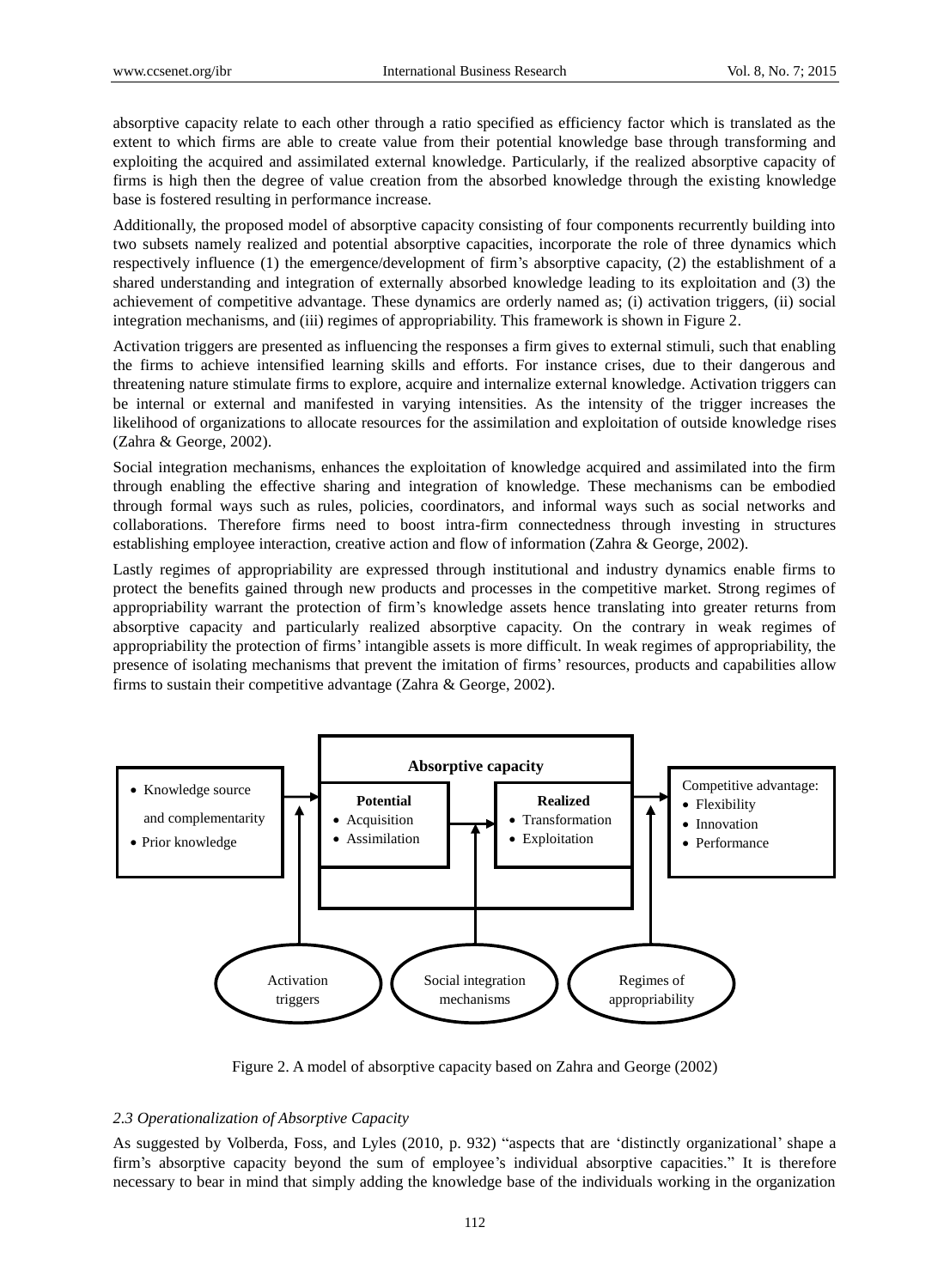absorptive capacity relate to each other through a ratio specified as efficiency factor which is translated as the extent to which firms are able to create value from their potential knowledge base through transforming and exploiting the acquired and assimilated external knowledge. Particularly, if the realized absorptive capacity of firms is high then the degree of value creation from the absorbed knowledge through the existing knowledge base is fostered resulting in performance increase.

Additionally, the proposed model of absorptive capacity consisting of four components recurrently building into two subsets namely realized and potential absorptive capacities, incorporate the role of three dynamics which respectively influence (1) the emergence/development of firm's absorptive capacity, (2) the establishment of a shared understanding and integration of externally absorbed knowledge leading to its exploitation and (3) the achievement of competitive advantage. These dynamics are orderly named as; (i) activation triggers, (ii) social integration mechanisms, and (iii) regimes of appropriability. This framework is shown in Figure 2.

Activation triggers are presented as influencing the responses a firm gives to external stimuli, such that enabling the firms to achieve intensified learning skills and efforts. For instance crises, due to their dangerous and threatening nature stimulate firms to explore, acquire and internalize external knowledge. Activation triggers can be internal or external and manifested in varying intensities. As the intensity of the trigger increases the likelihood of organizations to allocate resources for the assimilation and exploitation of outside knowledge rises (Zahra & George, 2002).

Social integration mechanisms, enhances the exploitation of knowledge acquired and assimilated into the firm through enabling the effective sharing and integration of knowledge. These mechanisms can be embodied through formal ways such as rules, policies, coordinators, and informal ways such as social networks and collaborations. Therefore firms need to boost intra-firm connectedness through investing in structures establishing employee interaction, creative action and flow of information (Zahra & George, 2002).

Lastly regimes of appropriability are expressed through institutional and industry dynamics enable firms to protect the benefits gained through new products and processes in the competitive market. Strong regimes of appropriability warrant the protection of firm's knowledge assets hence translating into greater returns from absorptive capacity and particularly realized absorptive capacity. On the contrary in weak regimes of appropriability the protection of firms' intangible assets is more difficult. In weak regimes of appropriability, the presence of isolating mechanisms that prevent the imitation of firms' resources, products and capabilities allow firms to sustain their competitive advantage (Zahra & George, 2002).

- Knowledge source and complementarity
- Prior knowledge

**Absorptive capacity**

**Potential**
- Acquisition
- Assimilation

**Realized**
- Transformation
- Exploitation

Competitive advantage:
- Flexibility
- Innovation
- Performance

Activation triggers

Social integration mechanisms

Regimes of appropriability

Figure 2. A model of absorptive capacity based on Zahra and George (2002)

### *2.3 Operationalization of Absorptive Capacity*

As suggested by Volberda, Foss, and Lyles (2010, p. 932) "aspects that are 'distinctly organizational' shape a firm's absorptive capacity beyond the sum of employee's individual absorptive capacities." It is therefore necessary to bear in mind that simply adding the knowledge base of the individuals working in the organization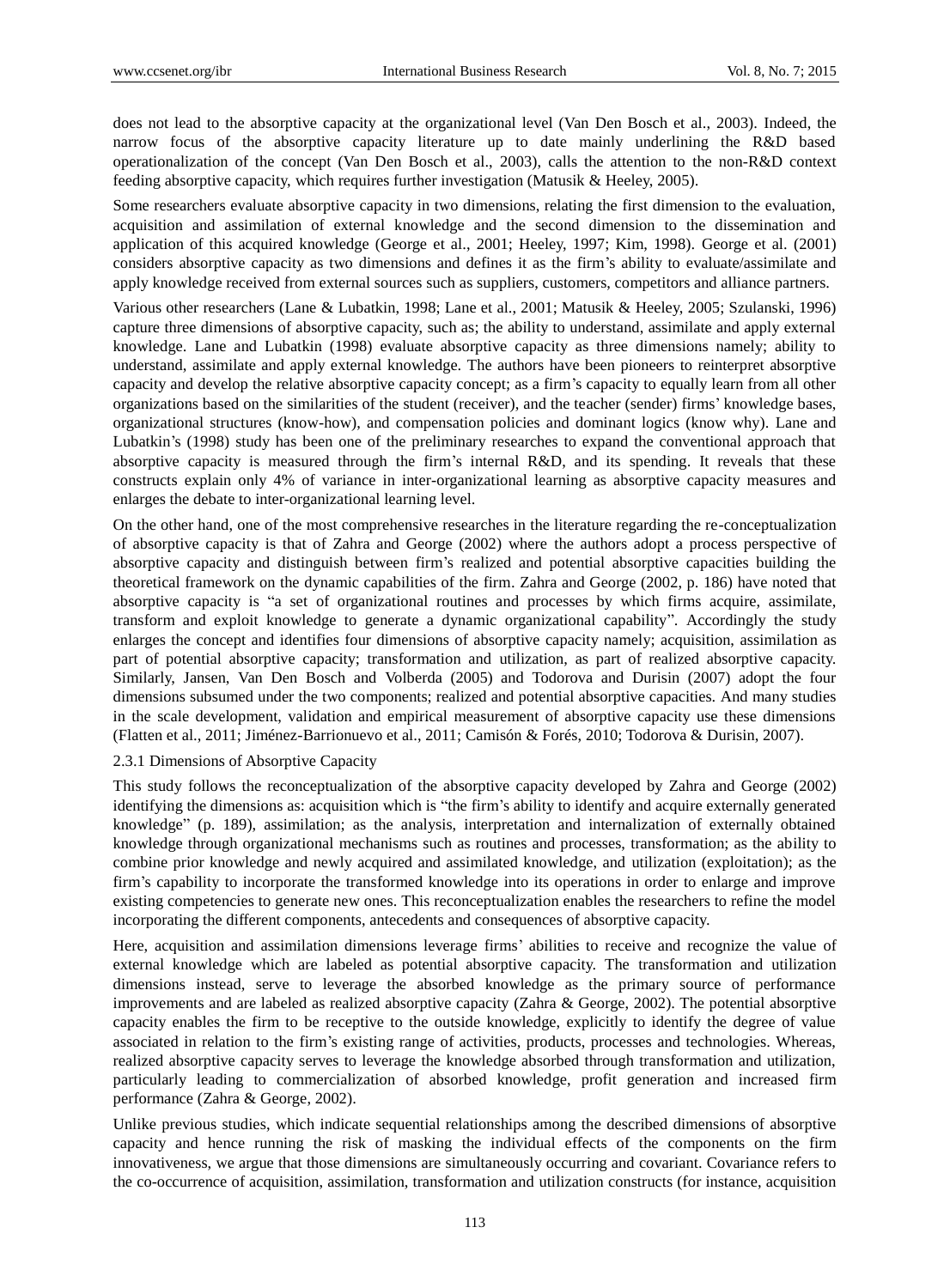does not lead to the absorptive capacity at the organizational level (Van Den Bosch et al., 2003). Indeed, the narrow focus of the absorptive capacity literature up to date mainly underlining the R&D based operationalization of the concept (Van Den Bosch et al., 2003), calls the attention to the non-R&D context feeding absorptive capacity, which requires further investigation (Matusik & Heeley, 2005).

Some researchers evaluate absorptive capacity in two dimensions, relating the first dimension to the evaluation, acquisition and assimilation of external knowledge and the second dimension to the dissemination and application of this acquired knowledge (George et al., 2001; Heeley, 1997; Kim, 1998). George et al. (2001) considers absorptive capacity as two dimensions and defines it as the firm's ability to evaluate/assimilate and apply knowledge received from external sources such as suppliers, customers, competitors and alliance partners.

Various other researchers (Lane & Lubatkin, 1998; Lane et al., 2001; Matusik & Heeley, 2005; Szulanski, 1996) capture three dimensions of absorptive capacity, such as; the ability to understand, assimilate and apply external knowledge. Lane and Lubatkin (1998) evaluate absorptive capacity as three dimensions namely; ability to understand, assimilate and apply external knowledge. The authors have been pioneers to reinterpret absorptive capacity and develop the relative absorptive capacity concept; as a firm's capacity to equally learn from all other organizations based on the similarities of the student (receiver), and the teacher (sender) firms' knowledge bases, organizational structures (know-how), and compensation policies and dominant logics (know why). Lane and Lubatkin's (1998) study has been one of the preliminary researches to expand the conventional approach that absorptive capacity is measured through the firm's internal R&D, and its spending. It reveals that these constructs explain only 4% of variance in inter-organizational learning as absorptive capacity measures and enlarges the debate to inter-organizational learning level.

On the other hand, one of the most comprehensive researches in the literature regarding the re-conceptualization of absorptive capacity is that of Zahra and George (2002) where the authors adopt a process perspective of absorptive capacity and distinguish between firm's realized and potential absorptive capacities building the theoretical framework on the dynamic capabilities of the firm. Zahra and George (2002, p. 186) have noted that absorptive capacity is "a set of organizational routines and processes by which firms acquire, assimilate, transform and exploit knowledge to generate a dynamic organizational capability". Accordingly the study enlarges the concept and identifies four dimensions of absorptive capacity namely; acquisition, assimilation as part of potential absorptive capacity; transformation and utilization, as part of realized absorptive capacity. Similarly, Jansen, Van Den Bosch and Volberda (2005) and Todorova and Durisin (2007) adopt the four dimensions subsumed under the two components; realized and potential absorptive capacities. And many studies in the scale development, validation and empirical measurement of absorptive capacity use these dimensions (Flatten et al., 2011; Jiménez-Barrionuevo et al., 2011; Camisón & Forés, 2010; Todorova & Durisin, 2007).

### 2.3.1 Dimensions of Absorptive Capacity

This study follows the reconceptualization of the absorptive capacity developed by Zahra and George (2002) identifying the dimensions as: acquisition which is "the firm's ability to identify and acquire externally generated knowledge" (p. 189), assimilation; as the analysis, interpretation and internalization of externally obtained knowledge through organizational mechanisms such as routines and processes, transformation; as the ability to combine prior knowledge and newly acquired and assimilated knowledge, and utilization (exploitation); as the firm's capability to incorporate the transformed knowledge into its operations in order to enlarge and improve existing competencies to generate new ones. This reconceptualization enables the researchers to refine the model incorporating the different components, antecedents and consequences of absorptive capacity.

Here, acquisition and assimilation dimensions leverage firms' abilities to receive and recognize the value of external knowledge which are labeled as potential absorptive capacity. The transformation and utilization dimensions instead, serve to leverage the absorbed knowledge as the primary source of performance improvements and are labeled as realized absorptive capacity (Zahra & George, 2002). The potential absorptive capacity enables the firm to be receptive to the outside knowledge, explicitly to identify the degree of value associated in relation to the firm's existing range of activities, products, processes and technologies. Whereas, realized absorptive capacity serves to leverage the knowledge absorbed through transformation and utilization, particularly leading to commercialization of absorbed knowledge, profit generation and increased firm performance (Zahra & George, 2002).

Unlike previous studies, which indicate sequential relationships among the described dimensions of absorptive capacity and hence running the risk of masking the individual effects of the components on the firm innovativeness, we argue that those dimensions are simultaneously occurring and covariant. Covariance refers to the co-occurrence of acquisition, assimilation, transformation and utilization constructs (for instance, acquisition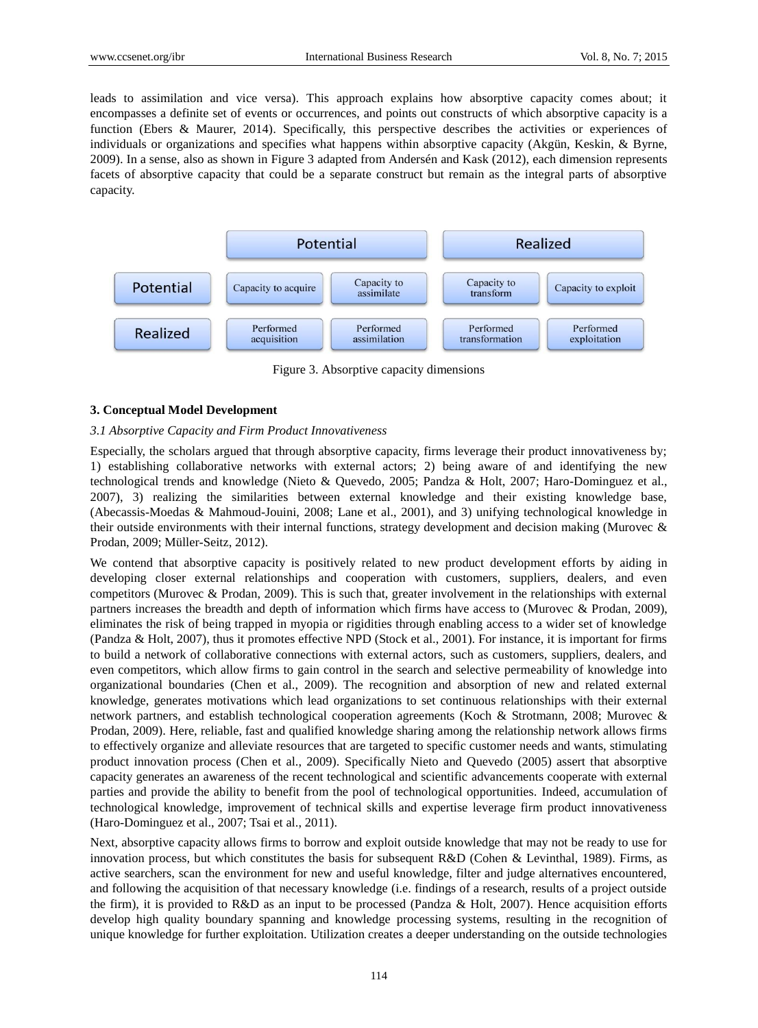leads to assimilation and vice versa). This approach explains how absorptive capacity comes about; it encompasses a definite set of events or occurrences, and points out constructs of which absorptive capacity is a function (Ebers & Maurer, 2014). Specifically, this perspective describes the activities or experiences of individuals or organizations and specifies what happens within absorptive capacity (Akgün, Keskin, & Byrne, 2009). In a sense, also as shown in Figure 3 adapted from Andersén and Kask (2012), each dimension represents facets of absorptive capacity that could be a separate construct but remain as the integral parts of absorptive capacity.

| | Potential | | Realized | |
|---|---|---|---|---|
| Potential | Capacity to acquire | Capacity to assimilate | Capacity to transform | Capacity to exploit |
| Realized | Performed acquisition | Performed assimilation | Performed transformation | Performed exploitation |

Figure 3. Absorptive capacity dimensions

### 3. Conceptual Model Development

#### *3.1 Absorptive Capacity and Firm Product Innovativeness*

Especially, the scholars argued that through absorptive capacity, firms leverage their product innovativeness by; 1) establishing collaborative networks with external actors; 2) being aware of and identifying the new technological trends and knowledge (Nieto & Quevedo, 2005; Pandza & Holt, 2007; Haro-Dominguez et al., 2007), 3) realizing the similarities between external knowledge and their existing knowledge base, (Abecassis-Moedas & Mahmoud-Jouini, 2008; Lane et al., 2001), and 3) unifying technological knowledge in their outside environments with their internal functions, strategy development and decision making (Murovec & Prodan, 2009; Müller-Seitz, 2012).

We contend that absorptive capacity is positively related to new product development efforts by aiding in developing closer external relationships and cooperation with customers, suppliers, dealers, and even competitors (Murovec & Prodan, 2009). This is such that, greater involvement in the relationships with external partners increases the breadth and depth of information which firms have access to (Murovec & Prodan, 2009), eliminates the risk of being trapped in myopia or rigidities through enabling access to a wider set of knowledge (Pandza & Holt, 2007), thus it promotes effective NPD (Stock et al., 2001). For instance, it is important for firms to build a network of collaborative connections with external actors, such as customers, suppliers, dealers, and even competitors, which allow firms to gain control in the search and selective permeability of knowledge into organizational boundaries (Chen et al., 2009). The recognition and absorption of new and related external knowledge, generates motivations which lead organizations to set continuous relationships with their external network partners, and establish technological cooperation agreements (Koch & Strotmann, 2008; Murovec & Prodan, 2009). Here, reliable, fast and qualified knowledge sharing among the relationship network allows firms to effectively organize and alleviate resources that are targeted to specific customer needs and wants, stimulating product innovation process (Chen et al., 2009). Specifically Nieto and Quevedo (2005) assert that absorptive capacity generates an awareness of the recent technological and scientific advancements cooperate with external parties and provide the ability to benefit from the pool of technological opportunities. Indeed, accumulation of technological knowledge, improvement of technical skills and expertise leverage firm product innovativeness (Haro-Dominguez et al., 2007; Tsai et al., 2011).

Next, absorptive capacity allows firms to borrow and exploit outside knowledge that may not be ready to use for innovation process, but which constitutes the basis for subsequent R&D (Cohen & Levinthal, 1989). Firms, as active searchers, scan the environment for new and useful knowledge, filter and judge alternatives encountered, and following the acquisition of that necessary knowledge (i.e. findings of a research, results of a project outside the firm), it is provided to R&D as an input to be processed (Pandza & Holt, 2007). Hence acquisition efforts develop high quality boundary spanning and knowledge processing systems, resulting in the recognition of unique knowledge for further exploitation. Utilization creates a deeper understanding on the outside technologies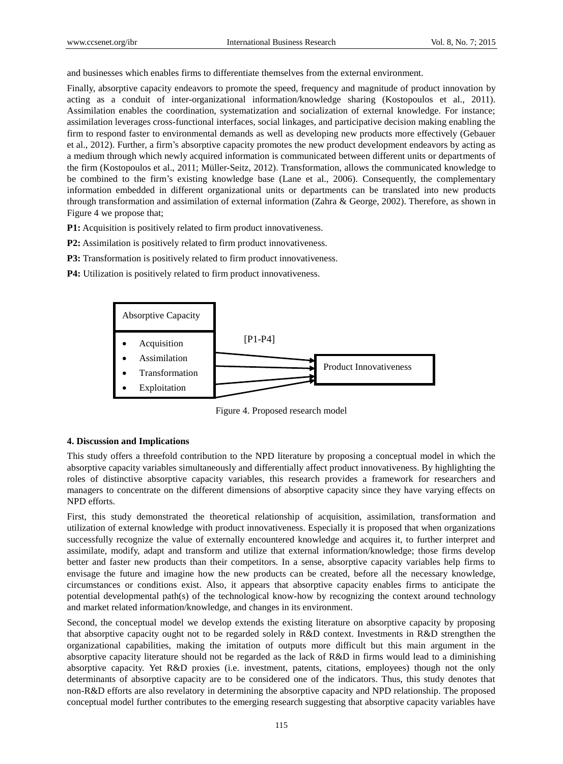and businesses which enables firms to differentiate themselves from the external environment.

Finally, absorptive capacity endeavors to promote the speed, frequency and magnitude of product innovation by acting as a conduit of inter-organizational information/knowledge sharing (Kostopoulos et al., 2011). Assimilation enables the coordination, systematization and socialization of external knowledge. For instance; assimilation leverages cross-functional interfaces, social linkages, and participative decision making enabling the firm to respond faster to environmental demands as well as developing new products more effectively (Gebauer et al., 2012). Further, a firm's absorptive capacity promotes the new product development endeavors by acting as a medium through which newly acquired information is communicated between different units or departments of the firm (Kostopoulos et al., 2011; Müller-Seitz, 2012). Transformation, allows the communicated knowledge to be combined to the firm's existing knowledge base (Lane et al., 2006). Consequently, the complementary information embedded in different organizational units or departments can be translated into new products through transformation and assimilation of external information (Zahra & George, 2002). Therefore, as shown in Figure 4 we propose that;

**P1:** Acquisition is positively related to firm product innovativeness.

**P2:** Assimilation is positively related to firm product innovativeness.

**P3:** Transformation is positively related to firm product innovativeness.

**P4:** Utilization is positively related to firm product innovativeness.

| Absorptive Capacity | [P1-P4] | |
|---|---|---|
| • Acquisition<br>• Assimilation<br>• Transformation<br>• Exploitation | → | Product Innovativeness |

Figure 4. Proposed research model

#### 4. Discussion and Implications

This study offers a threefold contribution to the NPD literature by proposing a conceptual model in which the absorptive capacity variables simultaneously and differentially affect product innovativeness. By highlighting the roles of distinctive absorptive capacity variables, this research provides a framework for researchers and managers to concentrate on the different dimensions of absorptive capacity since they have varying effects on NPD efforts.

First, this study demonstrated the theoretical relationship of acquisition, assimilation, transformation and utilization of external knowledge with product innovativeness. Especially it is proposed that when organizations successfully recognize the value of externally encountered knowledge and acquires it, to further interpret and assimilate, modify, adapt and transform and utilize that external information/knowledge; those firms develop better and faster new products than their competitors. In a sense, absorptive capacity variables help firms to envisage the future and imagine how the new products can be created, before all the necessary knowledge, circumstances or conditions exist. Also, it appears that absorptive capacity enables firms to anticipate the potential developmental path(s) of the technological know-how by recognizing the context around technology and market related information/knowledge, and changes in its environment.

Second, the conceptual model we develop extends the existing literature on absorptive capacity by proposing that absorptive capacity ought not to be regarded solely in R&D context. Investments in R&D strengthen the organizational capabilities, making the imitation of outputs more difficult but this main argument in the absorptive capacity literature should not be regarded as the lack of R&D in firms would lead to a diminishing absorptive capacity. Yet R&D proxies (i.e. investment, patents, citations, employees) though not the only determinants of absorptive capacity are to be considered one of the indicators. Thus, this study denotes that non-R&D efforts are also revelatory in determining the absorptive capacity and NPD relationship. The proposed conceptual model further contributes to the emerging research suggesting that absorptive capacity variables have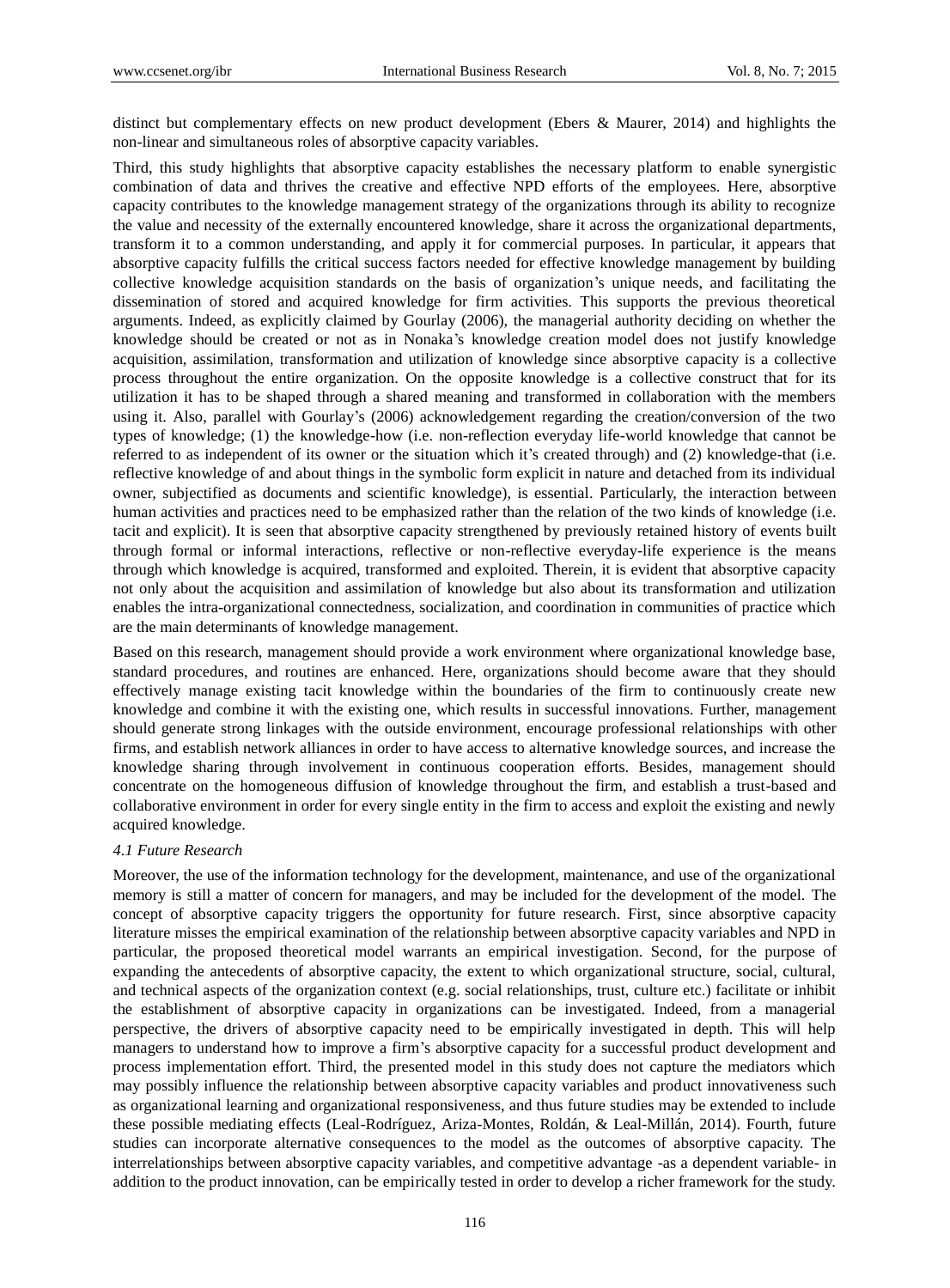distinct but complementary effects on new product development (Ebers & Maurer, 2014) and highlights the non-linear and simultaneous roles of absorptive capacity variables.

Third, this study highlights that absorptive capacity establishes the necessary platform to enable synergistic combination of data and thrives the creative and effective NPD efforts of the employees. Here, absorptive capacity contributes to the knowledge management strategy of the organizations through its ability to recognize the value and necessity of the externally encountered knowledge, share it across the organizational departments, transform it to a common understanding, and apply it for commercial purposes. In particular, it appears that absorptive capacity fulfills the critical success factors needed for effective knowledge management by building collective knowledge acquisition standards on the basis of organization's unique needs, and facilitating the dissemination of stored and acquired knowledge for firm activities. This supports the previous theoretical arguments. Indeed, as explicitly claimed by Gourlay (2006), the managerial authority deciding on whether the knowledge should be created or not as in Nonaka's knowledge creation model does not justify knowledge acquisition, assimilation, transformation and utilization of knowledge since absorptive capacity is a collective process throughout the entire organization. On the opposite knowledge is a collective construct that for its utilization it has to be shaped through a shared meaning and transformed in collaboration with the members using it. Also, parallel with Gourlay's (2006) acknowledgement regarding the creation/conversion of the two types of knowledge; (1) the knowledge-how (i.e. non-reflection everyday life-world knowledge that cannot be referred to as independent of its owner or the situation which it's created through) and (2) knowledge-that (i.e. reflective knowledge of and about things in the symbolic form explicit in nature and detached from its individual owner, subjectified as documents and scientific knowledge), is essential. Particularly, the interaction between human activities and practices need to be emphasized rather than the relation of the two kinds of knowledge (i.e. tacit and explicit). It is seen that absorptive capacity strengthened by previously retained history of events built through formal or informal interactions, reflective or non-reflective everyday-life experience is the means through which knowledge is acquired, transformed and exploited. Therein, it is evident that absorptive capacity not only about the acquisition and assimilation of knowledge but also about its transformation and utilization enables the intra-organizational connectedness, socialization, and coordination in communities of practice which are the main determinants of knowledge management.

Based on this research, management should provide a work environment where organizational knowledge base, standard procedures, and routines are enhanced. Here, organizations should become aware that they should effectively manage existing tacit knowledge within the boundaries of the firm to continuously create new knowledge and combine it with the existing one, which results in successful innovations. Further, management should generate strong linkages with the outside environment, encourage professional relationships with other firms, and establish network alliances in order to have access to alternative knowledge sources, and increase the knowledge sharing through involvement in continuous cooperation efforts. Besides, management should concentrate on the homogeneous diffusion of knowledge throughout the firm, and establish a trust-based and collaborative environment in order for every single entity in the firm to access and exploit the existing and newly acquired knowledge.

### *4.1 Future Research*

Moreover, the use of the information technology for the development, maintenance, and use of the organizational memory is still a matter of concern for managers, and may be included for the development of the model. The concept of absorptive capacity triggers the opportunity for future research. First, since absorptive capacity literature misses the empirical examination of the relationship between absorptive capacity variables and NPD in particular, the proposed theoretical model warrants an empirical investigation. Second, for the purpose of expanding the antecedents of absorptive capacity, the extent to which organizational structure, social, cultural, and technical aspects of the organization context (e.g. social relationships, trust, culture etc.) facilitate or inhibit the establishment of absorptive capacity in organizations can be investigated. Indeed, from a managerial perspective, the drivers of absorptive capacity need to be empirically investigated in depth. This will help managers to understand how to improve a firm's absorptive capacity for a successful product development and process implementation effort. Third, the presented model in this study does not capture the mediators which may possibly influence the relationship between absorptive capacity variables and product innovativeness such as organizational learning and organizational responsiveness, and thus future studies may be extended to include these possible mediating effects (Leal-Rodríguez, Ariza-Montes, Roldán, & Leal-Millán, 2014). Fourth, future studies can incorporate alternative consequences to the model as the outcomes of absorptive capacity. The interrelationships between absorptive capacity variables, and competitive advantage -as a dependent variable- in addition to the product innovation, can be empirically tested in order to develop a richer framework for the study.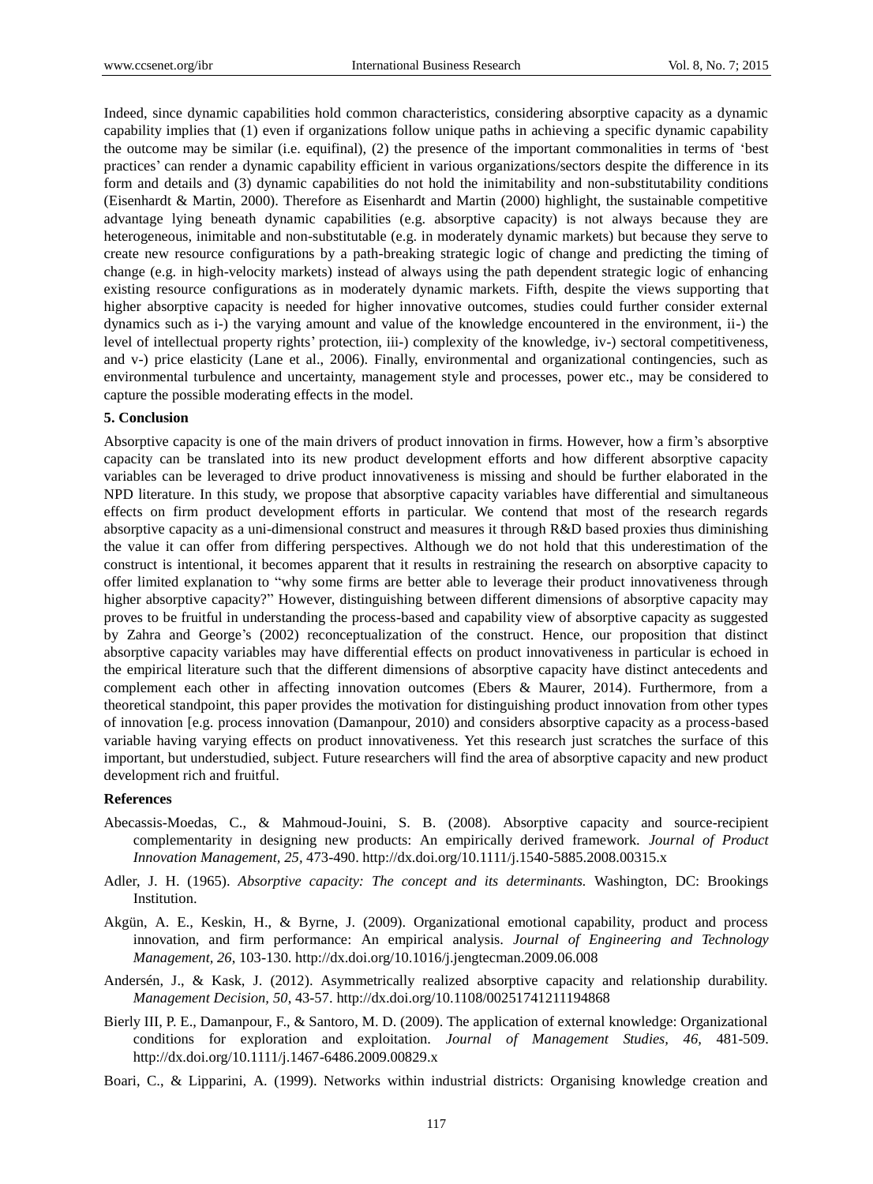Indeed, since dynamic capabilities hold common characteristics, considering absorptive capacity as a dynamic capability implies that (1) even if organizations follow unique paths in achieving a specific dynamic capability the outcome may be similar (i.e. equifinal), (2) the presence of the important commonalities in terms of 'best practices' can render a dynamic capability efficient in various organizations/sectors despite the difference in its form and details and (3) dynamic capabilities do not hold the inimitability and non-substitutability conditions (Eisenhardt & Martin, 2000). Therefore as Eisenhardt and Martin (2000) highlight, the sustainable competitive advantage lying beneath dynamic capabilities (e.g. absorptive capacity) is not always because they are heterogeneous, inimitable and non-substitutable (e.g. in moderately dynamic markets) but because they serve to create new resource configurations by a path-breaking strategic logic of change and predicting the timing of change (e.g. in high-velocity markets) instead of always using the path dependent strategic logic of enhancing existing resource configurations as in moderately dynamic markets. Fifth, despite the views supporting that higher absorptive capacity is needed for higher innovative outcomes, studies could further consider external dynamics such as i-) the varying amount and value of the knowledge encountered in the environment, ii-) the level of intellectual property rights' protection, iii-) complexity of the knowledge, iv-) sectoral competitiveness, and v-) price elasticity (Lane et al., 2006). Finally, environmental and organizational contingencies, such as environmental turbulence and uncertainty, management style and processes, power etc., may be considered to capture the possible moderating effects in the model.

## 5. Conclusion

Absorptive capacity is one of the main drivers of product innovation in firms. However, how a firm's absorptive capacity can be translated into its new product development efforts and how different absorptive capacity variables can be leveraged to drive product innovativeness is missing and should be further elaborated in the NPD literature. In this study, we propose that absorptive capacity variables have differential and simultaneous effects on firm product development efforts in particular. We contend that most of the research regards absorptive capacity as a uni-dimensional construct and measures it through R&D based proxies thus diminishing the value it can offer from differing perspectives. Although we do not hold that this underestimation of the construct is intentional, it becomes apparent that it results in restraining the research on absorptive capacity to offer limited explanation to "why some firms are better able to leverage their product innovativeness through higher absorptive capacity?" However, distinguishing between different dimensions of absorptive capacity may proves to be fruitful in understanding the process-based and capability view of absorptive capacity as suggested by Zahra and George's (2002) reconceptualization of the construct. Hence, our proposition that distinct absorptive capacity variables may have differential effects on product innovativeness in particular is echoed in the empirical literature such that the different dimensions of absorptive capacity have distinct antecedents and complement each other in affecting innovation outcomes (Ebers & Maurer, 2014). Furthermore, from a theoretical standpoint, this paper provides the motivation for distinguishing product innovation from other types of innovation [e.g. process innovation (Damanpour, 2010) and considers absorptive capacity as a process-based variable having varying effects on product innovativeness. Yet this research just scratches the surface of this important, but understudied, subject. Future researchers will find the area of absorptive capacity and new product development rich and fruitful.

## References

Abecassis-Moedas, C., & Mahmoud-Jouini, S. B. (2008). Absorptive capacity and source-recipient complementarity in designing new products: An empirically derived framework. *Journal of Product Innovation Management, 25*, 473-490. http://dx.doi.org/10.1111/j.1540-5885.2008.00315.x

Adler, J. H. (1965). *Absorptive capacity: The concept and its determinants.* Washington, DC: Brookings Institution.

Akgün, A. E., Keskin, H., & Byrne, J. (2009). Organizational emotional capability, product and process innovation, and firm performance: An empirical analysis. *Journal of Engineering and Technology Management, 26*, 103-130. http://dx.doi.org/10.1016/j.jengtecman.2009.06.008

Andersén, J., & Kask, J. (2012). Asymmetrically realized absorptive capacity and relationship durability. *Management Decision, 50*, 43-57. http://dx.doi.org/10.1108/00251741211194868

Bierly III, P. E., Damanpour, F., & Santoro, M. D. (2009). The application of external knowledge: Organizational conditions for exploration and exploitation. *Journal of Management Studies, 46*, 481-509. http://dx.doi.org/10.1111/j.1467-6486.2009.00829.x

Boari, C., & Lipparini, A. (1999). Networks within industrial districts: Organising knowledge creation and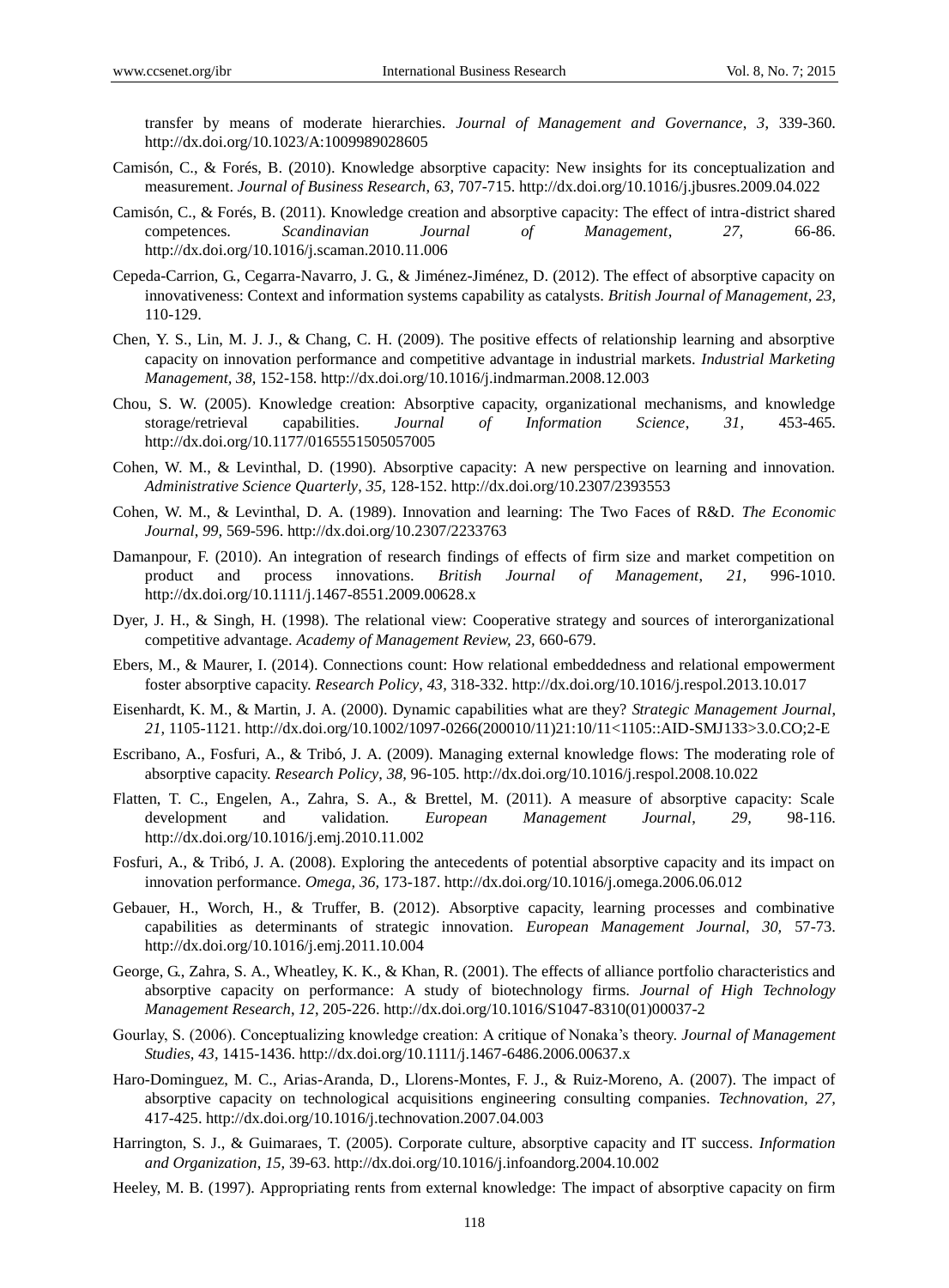transfer by means of moderate hierarchies. *Journal of Management and Governance*, *3*, 339-360. http://dx.doi.org/10.1023/A:1009989028605

Camisón, C., & Forés, B. (2010). Knowledge absorptive capacity: New insights for its conceptualization and measurement. *Journal of Business Research*, *63*, 707-715. http://dx.doi.org/10.1016/j.jbusres.2009.04.022

Camisón, C., & Forés, B. (2011). Knowledge creation and absorptive capacity: The effect of intra-district shared competences. *Scandinavian Journal of Management*, *27*, 66-86. http://dx.doi.org/10.1016/j.scaman.2010.11.006

Cepeda-Carrion, G., Cegarra-Navarro, J. G., & Jiménez-Jiménez, D. (2012). The effect of absorptive capacity on innovativeness: Context and information systems capability as catalysts. *British Journal of Management, 23,* 110-129.

Chen, Y. S., Lin, M. J. J., & Chang, C. H. (2009). The positive effects of relationship learning and absorptive capacity on innovation performance and competitive advantage in industrial markets. *Industrial Marketing Management, 38,* 152-158. http://dx.doi.org/10.1016/j.indmarman.2008.12.003

Chou, S. W. (2005). Knowledge creation: Absorptive capacity, organizational mechanisms, and knowledge storage/retrieval capabilities. *Journal of Information Science*, *31*, 453-465. http://dx.doi.org/10.1177/0165551505057005

Cohen, W. M., & Levinthal, D. (1990). Absorptive capacity: A new perspective on learning and innovation. *Administrative Science Quarterly*, *35,* 128-152. http://dx.doi.org/10.2307/2393553

Cohen, W. M., & Levinthal, D. A. (1989). Innovation and learning: The Two Faces of R&D. *The Economic Journal*, *99,* 569-596. http://dx.doi.org/10.2307/2233763

Damanpour, F. (2010). An integration of research findings of effects of firm size and market competition on product and process innovations. *British Journal of Management*, *21*, 996-1010. http://dx.doi.org/10.1111/j.1467-8551.2009.00628.x

Dyer, J. H., & Singh, H. (1998). The relational view: Cooperative strategy and sources of interorganizational competitive advantage. *Academy of Management Review, 23,* 660-679.

Ebers, M., & Maurer, I. (2014). Connections count: How relational embeddedness and relational empowerment foster absorptive capacity. *Research Policy*, *43,* 318-332. http://dx.doi.org/10.1016/j.respol.2013.10.017

Eisenhardt, K. M., & Martin, J. A. (2000). Dynamic capabilities what are they? *Strategic Management Journal*, *21,* 1105-1121. http://dx.doi.org/10.1002/1097-0266(200010/11)21:10/11<1105::AID-SMJ133>3.0.CO;2-E

Escribano, A., Fosfuri, A., & Tribó, J. A. (2009). Managing external knowledge flows: The moderating role of absorptive capacity. *Research Policy*, *38,* 96-105. http://dx.doi.org/10.1016/j.respol.2008.10.022

Flatten, T. C., Engelen, A., Zahra, S. A., & Brettel, M. (2011). A measure of absorptive capacity: Scale development and validation. *European Management Journal*, *29*, 98-116. http://dx.doi.org/10.1016/j.emj.2010.11.002

Fosfuri, A., & Tribó, J. A. (2008). Exploring the antecedents of potential absorptive capacity and its impact on innovation performance. *Omega, 36,* 173-187. http://dx.doi.org/10.1016/j.omega.2006.06.012

Gebauer, H., Worch, H., & Truffer, B. (2012). Absorptive capacity, learning processes and combinative capabilities as determinants of strategic innovation. *European Management Journal, 30,* 57-73. http://dx.doi.org/10.1016/j.emj.2011.10.004

George, G., Zahra, S. A., Wheatley, K. K., & Khan, R. (2001). The effects of alliance portfolio characteristics and absorptive capacity on performance: A study of biotechnology firms. *Journal of High Technology Management Research*, *12*, 205-226. http://dx.doi.org/10.1016/S1047-8310(01)00037-2

Gourlay, S. (2006). Conceptualizing knowledge creation: A critique of Nonaka's theory. *Journal of Management Studies, 43,* 1415-1436. http://dx.doi.org/10.1111/j.1467-6486.2006.00637.x

Haro-Dominguez, M. C., Arias-Aranda, D., Llorens-Montes, F. J., & Ruiz-Moreno, A. (2007). The impact of absorptive capacity on technological acquisitions engineering consulting companies. *Technovation, 27,* 417-425. http://dx.doi.org/10.1016/j.technovation.2007.04.003

Harrington, S. J., & Guimaraes, T. (2005). Corporate culture, absorptive capacity and IT success. *Information and Organization*, *15,* 39-63. http://dx.doi.org/10.1016/j.infoandorg.2004.10.002

Heeley, M. B. (1997). Appropriating rents from external knowledge: The impact of absorptive capacity on firm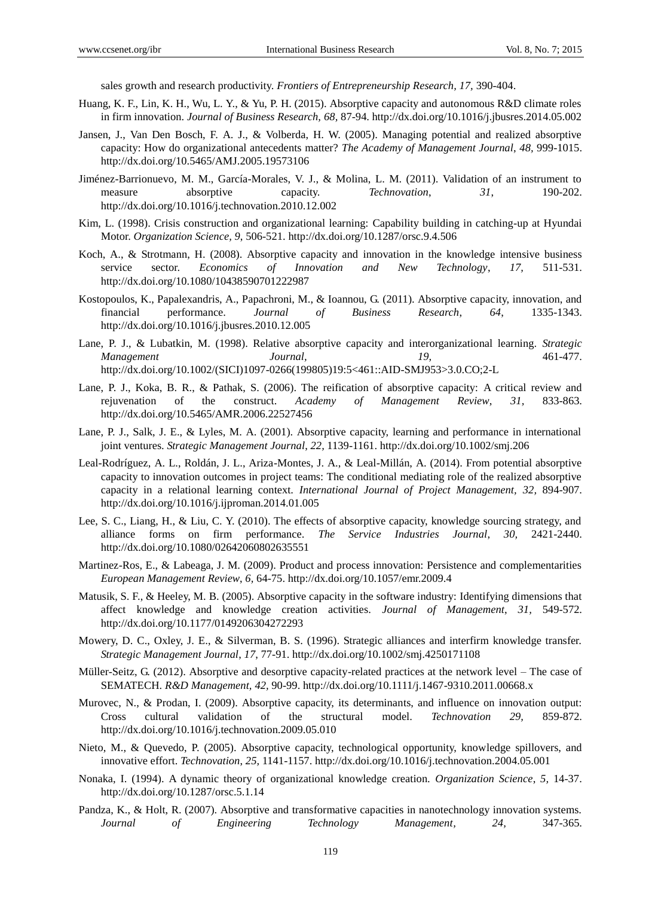sales growth and research productivity. *Frontiers of Entrepreneurship Research, 17,* 390-404.

Huang, K. F., Lin, K. H., Wu, L. Y., & Yu, P. H. (2015). Absorptive capacity and autonomous R&D climate roles in firm innovation. *Journal of Business Research, 68,* 87-94. http://dx.doi.org/10.1016/j.jbusres.2014.05.002

Jansen, J., Van Den Bosch, F. A. J., & Volberda, H. W. (2005). Managing potential and realized absorptive capacity: How do organizational antecedents matter? *The Academy of Management Journal*, *48,* 999-1015. http://dx.doi.org/10.5465/AMJ.2005.19573106

Jiménez-Barrionuevo, M. M., García-Morales, V. J., & Molina, L. M. (2011). Validation of an instrument to measure absorptive capacity. *Technovation*, *31*, 190-202. http://dx.doi.org/10.1016/j.technovation.2010.12.002

Kim, L. (1998). Crisis construction and organizational learning: Capability building in catching-up at Hyundai Motor. *Organization Science, 9*, 506-521. http://dx.doi.org/10.1287/orsc.9.4.506

Koch, A., & Strotmann, H. (2008). Absorptive capacity and innovation in the knowledge intensive business service sector. *Economics of Innovation and New Technology*, *17,* 511-531. http://dx.doi.org/10.1080/10438590701222987

Kostopoulos, K., Papalexandris, A., Papachroni, M., & Ioannou, G. (2011). Absorptive capacity, innovation, and financial performance. *Journal of Business Research*, *64*, 1335-1343. http://dx.doi.org/10.1016/j.jbusres.2010.12.005

Lane, P. J., & Lubatkin, M. (1998). Relative absorptive capacity and interorganizational learning. *Strategic Management Journal, 19,* 461-477. http://dx.doi.org/10.1002/(SICI)1097-0266(199805)19:5<461::AID-SMJ953>3.0.CO;2-L

Lane, P. J., Koka, B. R., & Pathak, S. (2006). The reification of absorptive capacity: A critical review and rejuvenation of the construct. *Academy of Management Review*, *31,* 833-863. http://dx.doi.org/10.5465/AMR.2006.22527456

Lane, P. J., Salk, J. E., & Lyles, M. A. (2001). Absorptive capacity, learning and performance in international joint ventures. *Strategic Management Journal, 22,* 1139-1161. http://dx.doi.org/10.1002/smj.206

Leal-Rodríguez, A. L., Roldán, J. L., Ariza-Montes, J. A., & Leal-Millán, A. (2014). From potential absorptive capacity to innovation outcomes in project teams: The conditional mediating role of the realized absorptive capacity in a relational learning context. *International Journal of Project Management, 32,* 894-907. http://dx.doi.org/10.1016/j.ijproman.2014.01.005

Lee, S. C., Liang, H., & Liu, C. Y. (2010). The effects of absorptive capacity, knowledge sourcing strategy, and alliance forms on firm performance. *The Service Industries Journal*, *30,* 2421-2440. http://dx.doi.org/10.1080/02642060802635551

Martinez-Ros, E., & Labeaga, J. M. (2009). Product and process innovation: Persistence and complementarities *European Management Review*, *6,* 64-75. http://dx.doi.org/10.1057/emr.2009.4

Matusik, S. F., & Heeley, M. B. (2005). Absorptive capacity in the software industry: Identifying dimensions that affect knowledge and knowledge creation activities. *Journal of Management*, *31,* 549-572. http://dx.doi.org/10.1177/0149206304272293

Mowery, D. C., Oxley, J. E., & Silverman, B. S. (1996). Strategic alliances and interfirm knowledge transfer. *Strategic Management Journal*, *17*, 77-91. http://dx.doi.org/10.1002/smj.4250171108

Müller-Seitz, G. (2012). Absorptive and desorptive capacity-related practices at the network level – The case of SEMATECH. *R&D Management, 42,* 90-99. http://dx.doi.org/10.1111/j.1467-9310.2011.00668.x

Murovec, N., & Prodan, I. (2009). Absorptive capacity, its determinants, and influence on innovation output: Cross cultural validation of the structural model. *Technovation 29,* 859-872. http://dx.doi.org/10.1016/j.technovation.2009.05.010

Nieto, M., & Quevedo, P. (2005). Absorptive capacity, technological opportunity, knowledge spillovers, and innovative effort. *Technovation*, *25,* 1141-1157. http://dx.doi.org/10.1016/j.technovation.2004.05.001

Nonaka, I. (1994). A dynamic theory of organizational knowledge creation. *Organization Science*, *5,* 14-37. http://dx.doi.org/10.1287/orsc.5.1.14

Pandza, K., & Holt, R. (2007). Absorptive and transformative capacities in nanotechnology innovation systems. *Journal of Engineering Technology Management*, *24,* 347-365.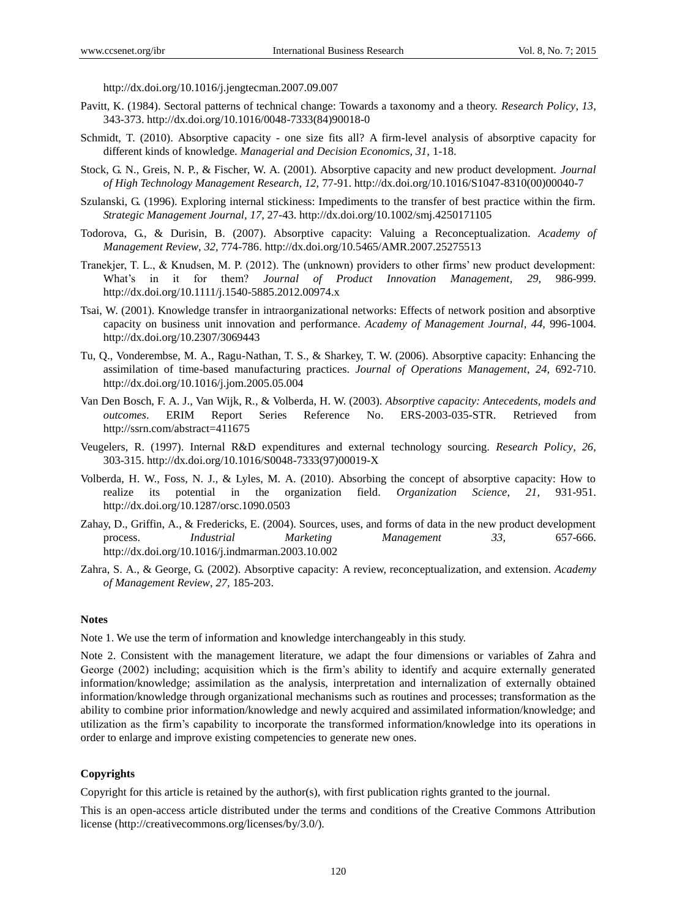http://dx.doi.org/10.1016/j.jengtecman.2007.09.007

Pavitt, K. (1984). Sectoral patterns of technical change: Towards a taxonomy and a theory. *Research Policy*, *13*, 343-373. http://dx.doi.org/10.1016/0048-7333(84)90018-0

Schmidt, T. (2010). Absorptive capacity - one size fits all? A firm-level analysis of absorptive capacity for different kinds of knowledge. *Managerial and Decision Economics, 31,* 1-18.

Stock, G. N., Greis, N. P., & Fischer, W. A. (2001). Absorptive capacity and new product development. *Journal of High Technology Management Research, 12,* 77-91. http://dx.doi.org/10.1016/S1047-8310(00)00040-7

Szulanski, G. (1996). Exploring internal stickiness: Impediments to the transfer of best practice within the firm. *Strategic Management Journal*, *17*, 27-43. http://dx.doi.org/10.1002/smj.4250171105

Todorova, G., & Durisin, B. (2007). Absorptive capacity: Valuing a Reconceptualization. *Academy of Management Review*, *32,* 774-786. http://dx.doi.org/10.5465/AMR.2007.25275513

Tranekjer, T. L., & Knudsen, M. P. (2012). The (unknown) providers to other firms' new product development: What's in it for them? *Journal of Product Innovation Management, 29,* 986-999. http://dx.doi.org/10.1111/j.1540-5885.2012.00974.x

Tsai, W. (2001). Knowledge transfer in intraorganizational networks: Effects of network position and absorptive capacity on business unit innovation and performance. *Academy of Management Journal*, *44,* 996-1004. http://dx.doi.org/10.2307/3069443

Tu, Q., Vonderembse, M. A., Ragu-Nathan, T. S., & Sharkey, T. W. (2006). Absorptive capacity: Enhancing the assimilation of time-based manufacturing practices. *Journal of Operations Management*, *24,* 692-710. http://dx.doi.org/10.1016/j.jom.2005.05.004

Van Den Bosch, F. A. J., Van Wijk, R., & Volberda, H. W. (2003). *Absorptive capacity: Antecedents, models and outcomes*. ERIM Report Series Reference No. ERS-2003-035-STR. Retrieved from http://ssrn.com/abstract=411675

Veugelers, R. (1997). Internal R&D expenditures and external technology sourcing. *Research Policy*, *26,* 303-315. http://dx.doi.org/10.1016/S0048-7333(97)00019-X

Volberda, H. W., Foss, N. J., & Lyles, M. A. (2010). Absorbing the concept of absorptive capacity: How to realize its potential in the organization field. *Organization Science*, *21,* 931-951. http://dx.doi.org/10.1287/orsc.1090.0503

Zahay, D., Griffin, A., & Fredericks, E. (2004). Sources, uses, and forms of data in the new product development process. *Industrial Marketing Management 33,* 657-666. http://dx.doi.org/10.1016/j.indmarman.2003.10.002

Zahra, S. A., & George, G. (2002). Absorptive capacity: A review, reconceptualization, and extension. *Academy of Management Review*, *27,* 185-203.

### Notes

Note 1. We use the term of information and knowledge interchangeably in this study.

Note 2. Consistent with the management literature, we adapt the four dimensions or variables of Zahra and George (2002) including; acquisition which is the firm's ability to identify and acquire externally generated information/knowledge; assimilation as the analysis, interpretation and internalization of externally obtained information/knowledge through organizational mechanisms such as routines and processes; transformation as the ability to combine prior information/knowledge and newly acquired and assimilated information/knowledge; and utilization as the firm's capability to incorporate the transformed information/knowledge into its operations in order to enlarge and improve existing competencies to generate new ones.

### Copyrights

Copyright for this article is retained by the author(s), with first publication rights granted to the journal.

This is an open-access article distributed under the terms and conditions of the Creative Commons Attribution license (http://creativecommons.org/licenses/by/3.0/).